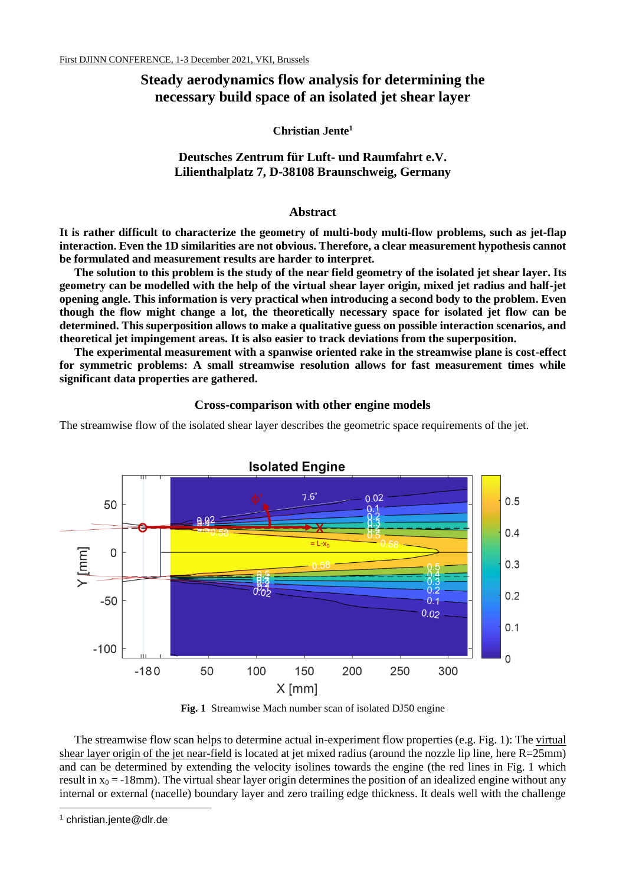First DJINN CONFERENCE, 1-3 December 2021, VKI, Brussels

# Steady aerodynamics flow analysis for determining the necessary build space of an isolated jet shear layer

**Christian Jente[1]**

**Deutsches Zentrum für Luft- und Raumfahrt e.V.**
**Lilienthalplatz 7, D-38108 Braunschweig, Germany**

## Abstract

**It is rather difficult to characterize the geometry of multi-body multi-flow problems, such as jet-flap interaction. Even the 1D similarities are not obvious. Therefore, a clear measurement hypothesis cannot be formulated and measurement results are harder to interpret.**

**The solution to this problem is the study of the near field geometry of the isolated jet shear layer. Its geometry can be modelled with the help of the virtual shear layer origin, mixed jet radius and half-jet opening angle. This information is very practical when introducing a second body to the problem. Even though the flow might change a lot, the theoretically necessary space for isolated jet flow can be determined. This superposition allows to make a qualitative guess on possible interaction scenarios, and theoretical jet impingement areas. It is also easier to track deviations from the superposition.**

**The experimental measurement with a spanwise oriented rake in the streamwise plane is cost-effect for symmetric problems: A small streamwise resolution allows for fast measurement times while significant data properties are gathered.**

## Cross-comparison with other engine models

The streamwise flow of the isolated shear layer describes the geometric space requirements of the jet.

**Fig. 1** Streamwise Mach number scan of isolated DJ50 engine

The streamwise flow scan helps to determine actual in-experiment flow properties (e.g. Fig. 1): The virtual shear layer origin of the jet near-field is located at jet mixed radius (around the nozzle lip line, here R=25mm) and can be determined by extending the velocity isolines towards the engine (the red lines in Fig. 1 which result in $x_0 = -18$mm). The virtual shear layer origin determines the position of an idealized engine without any internal or external (nacelle) boundary layer and zero trailing edge thickness. It deals well with the challenge

[1] christian.jente@dlr.de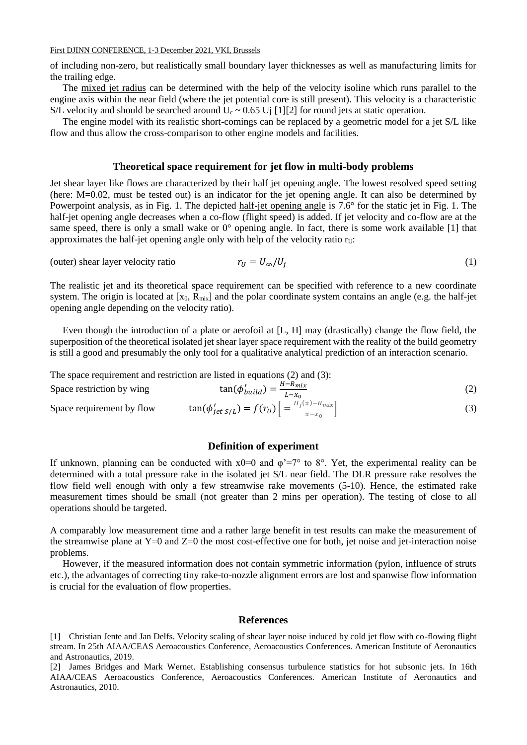of including non-zero, but realistically small boundary layer thicknesses as well as manufacturing limits for the trailing edge.

The mixed jet radius can be determined with the help of the velocity isoline which runs parallel to the engine axis within the near field (where the jet potential core is still present). This velocity is a characteristic S/L velocity and should be searched around $U_c \sim 0.65$ Uj [1][2] for round jets at static operation.

The engine model with its realistic short-comings can be replaced by a geometric model for a jet S/L like flow and thus allow the cross-comparison to other engine models and facilities.

## Theoretical space requirement for jet flow in multi-body problems

Jet shear layer like flows are characterized by their half jet opening angle. The lowest resolved speed setting (here: M=0.02, must be tested out) is an indicator for the jet opening angle. It can also be determined by Powerpoint analysis, as in Fig. 1. The depicted half-jet opening angle is 7.6° for the static jet in Fig. 1. The half-jet opening angle decreases when a co-flow (flight speed) is added. If jet velocity and co-flow are at the same speed, there is only a small wake or 0° opening angle. In fact, there is some work available [1] that approximates the half-jet opening angle only with help of the velocity ratio $r_U$:

(outer) shear layer velocity ratio
$$r_U = U_\infty / U_j \tag{1}$$

The realistic jet and its theoretical space requirement can be specified with reference to a new coordinate system. The origin is located at $[x_0, R_{mix}]$ and the polar coordinate system contains an angle (e.g. the half-jet opening angle depending on the velocity ratio).

Even though the introduction of a plate or aerofoil at [L, H] may (drastically) change the flow field, the superposition of the theoretical isolated jet shear layer space requirement with the reality of the build geometry is still a good and presumably the only tool for a qualitative analytical prediction of an interaction scenario.

The space requirement and restriction are listed in equations (2) and (3):

Space restriction by wing
$$\tan(\phi'_{build}) = \frac{H - R_{mix}}{L - x_0} \tag{2}$$

Space requirement by flow
$$\tan(\phi'_{jet\ S/L}) = f(r_U) \left[ = \frac{H_j(x) - R_{mix}}{x - x_0} \right] \tag{3}$$

## Definition of experiment

If unknown, planning can be conducted with x0=0 and φ'=7° to 8°. Yet, the experimental reality can be determined with a total pressure rake in the isolated jet S/L near field. The DLR pressure rake resolves the flow field well enough with only a few streamwise rake movements (5-10). Hence, the estimated rake measurement times should be small (not greater than 2 mins per operation). The testing of close to all operations should be targeted.

A comparably low measurement time and a rather large benefit in test results can make the measurement of the streamwise plane at Y=0 and Z=0 the most cost-effective one for both, jet noise and jet-interaction noise problems.

However, if the measured information does not contain symmetric information (pylon, influence of struts etc.), the advantages of correcting tiny rake-to-nozzle alignment errors are lost and spanwise flow information is crucial for the evaluation of flow properties.

## References

[1] Christian Jente and Jan Delfs. Velocity scaling of shear layer noise induced by cold jet flow with co-flowing flight stream. In 25th AIAA/CEAS Aeroacoustics Conference, Aeroacoustics Conferences. American Institute of Aeronautics and Astronautics, 2019.

[2] James Bridges and Mark Wernet. Establishing consensus turbulence statistics for hot subsonic jets. In 16th AIAA/CEAS Aeroacoustics Conference, Aeroacoustics Conferences. American Institute of Aeronautics and Astronautics, 2010.